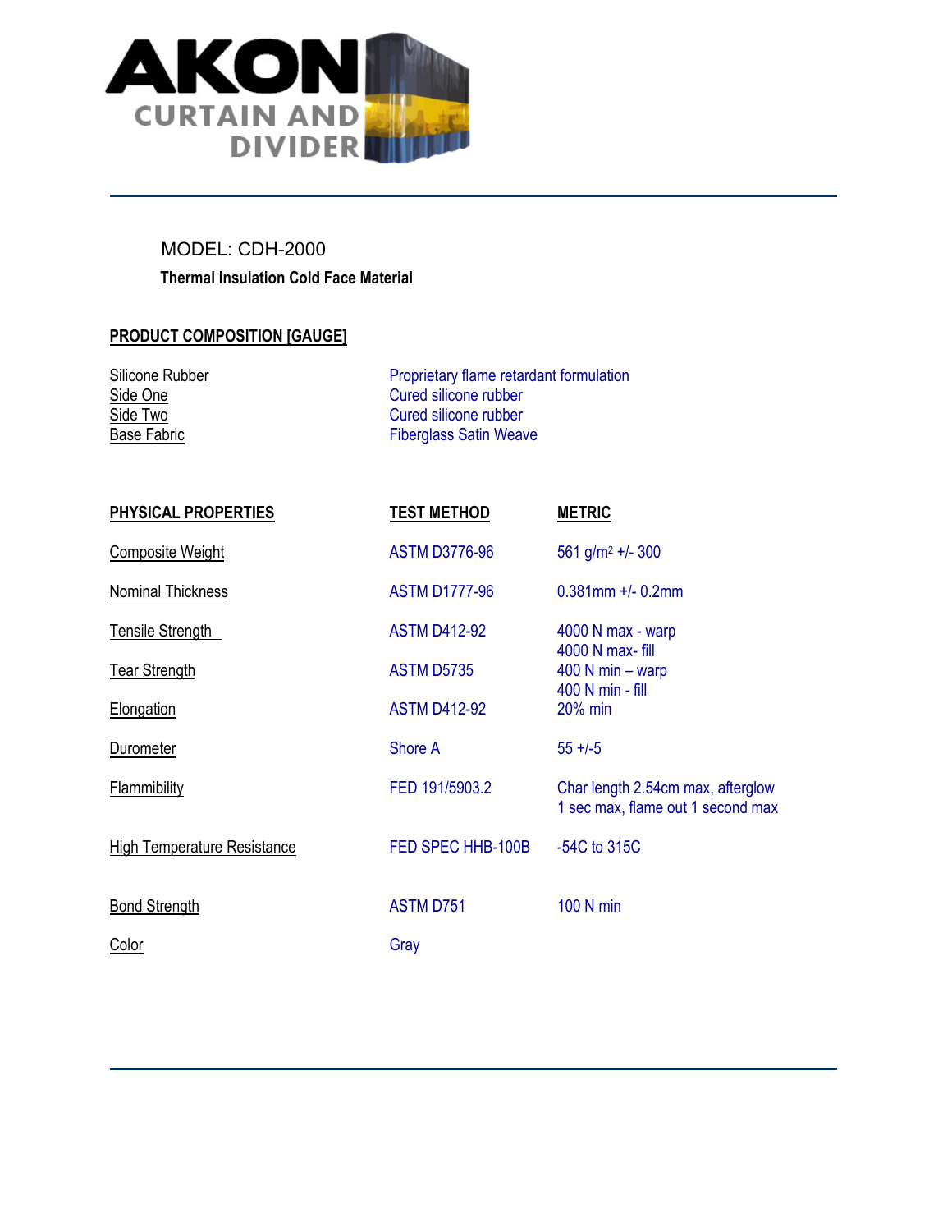AKON CURTAIN AND DIVIDER

MODEL: CDH-2000

**Thermal Insulation Cold Face Material**

## PRODUCT COMPOSITION [GAUGE]

| | |
|---|---|
| Silicone Rubber | Proprietary flame retardant formulation |
| Side One | Cured silicone rubber |
| Side Two | Cured silicone rubber |
| Base Fabric | Fiberglass Satin Weave |

| PHYSICAL PROPERTIES | TEST METHOD | METRIC |
|---|---|---|
| Composite Weight | ASTM D3776-96 | 561 g/m$^2$ +/- 300 |
| Nominal Thickness | ASTM D1777-96 | 0.381mm +/- 0.2mm |
| Tensile Strength | ASTM D412-92 | 4000 N max - warp<br>4000 N max- fill |
| Tear Strength | ASTM D5735 | 400 N min – warp<br>400 N min - fill |
| Elongation | ASTM D412-92 | 20% min |
| Durometer | Shore A | 55 +/-5 |
| Flammibility | FED 191/5903.2 | Char length 2.54cm max, afterglow 1 sec max, flame out 1 second max |
| High Temperature Resistance | FED SPEC HHB-100B | -54C to 315C |
| Bond Strength | ASTM D751 | 100 N min |
| Color | Gray | |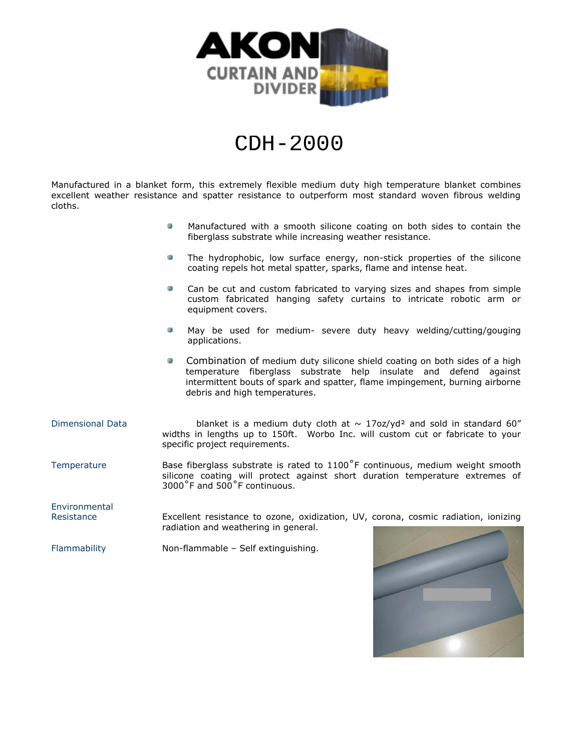# CDH-2000

Manufactured in a blanket form, this extremely flexible medium duty high temperature blanket combines excellent weather resistance and spatter resistance to outperform most standard woven fibrous welding cloths.

- Manufactured with a smooth silicone coating on both sides to contain the fiberglass substrate while increasing weather resistance.
- The hydrophobic, low surface energy, non-stick properties of the silicone coating repels hot metal spatter, sparks, flame and intense heat.
- Can be cut and custom fabricated to varying sizes and shapes from simple custom fabricated hanging safety curtains to intricate robotic arm or equipment covers.
- May be used for medium- severe duty heavy welding/cutting/gouging applications.
- Combination of medium duty silicone shield coating on both sides of a high temperature fiberglass substrate help insulate and defend against intermittent bouts of spark and spatter, flame impingement, burning airborne debris and high temperatures.

**Dimensional Data**

blanket is a medium duty cloth at ~ 17oz/yd² and sold in standard 60" widths in lengths up to 150ft. Worbo Inc. will custom cut or fabricate to your specific project requirements.

**Temperature**

Base fiberglass substrate is rated to 1100˚F continuous, medium weight smooth silicone coating will protect against short duration temperature extremes of 3000˚F and 500˚F continuous.

**Environmental Resistance**

Excellent resistance to ozone, oxidization, UV, corona, cosmic radiation, ionizing radiation and weathering in general.

**Flammability**

Non-flammable – Self extinguishing.